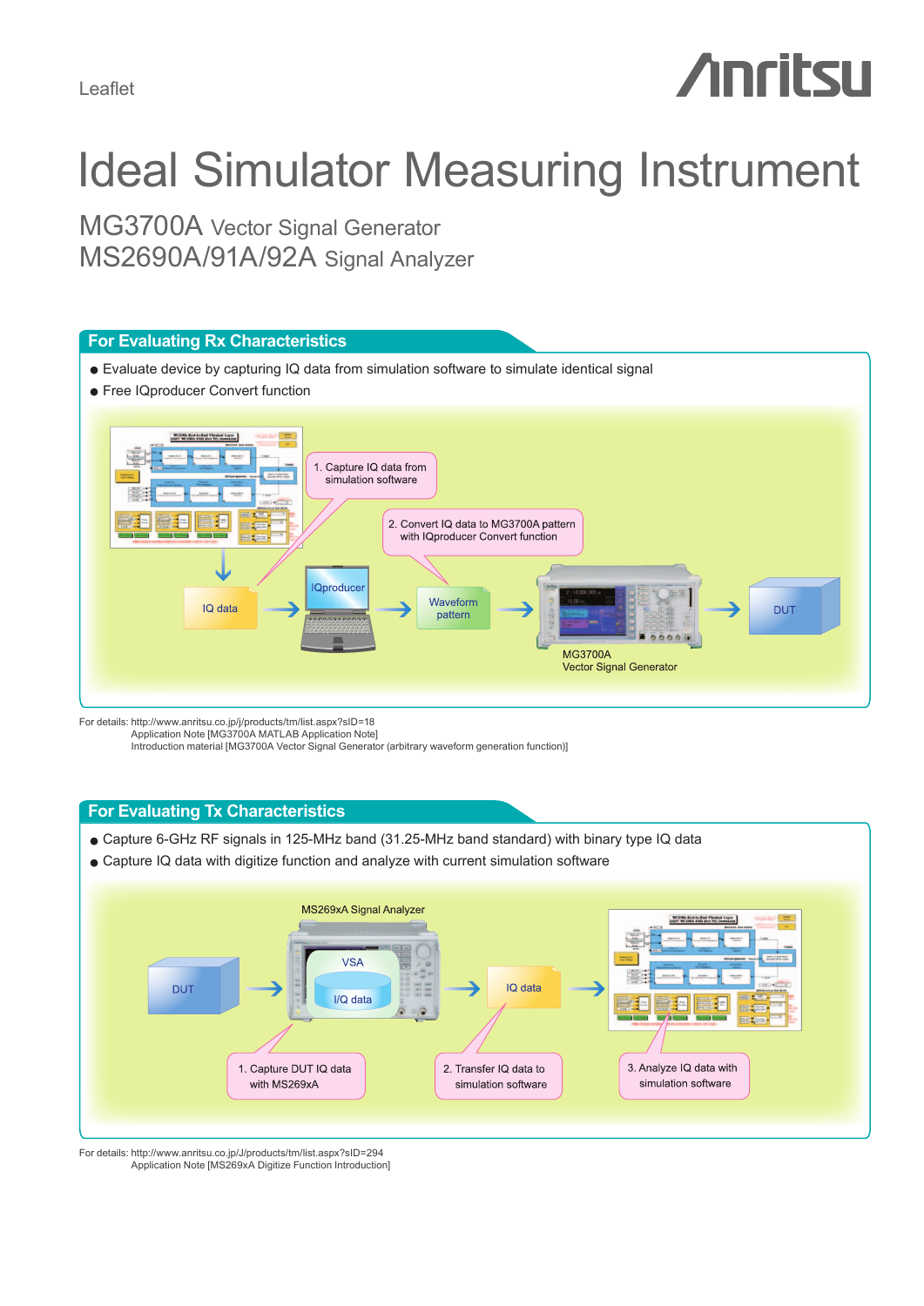Leaflet

# Ideal Simulator Measuring Instrument

## MG3700A Vector Signal Generator
## MS2690A/91A/92A Signal Analyzer

## For Evaluating Rx Characteristics

- Evaluate device by capturing IQ data from simulation software to simulate identical signal
- Free IQproducer Convert function

1. Capture IQ data from simulation software
2. Convert IQ data to MG3700A pattern with IQproducer Convert function

IQ data → IQproducer → Waveform pattern → MG3700A Vector Signal Generator → DUT

For details: http://www.anritsu.co.jp/j/products/tm/list.aspx?sID=18
Application Note [MG3700A MATLAB Application Note]
Introduction material [MG3700A Vector Signal Generator (arbitrary waveform generation function)]

## For Evaluating Tx Characteristics

- Capture 6-GHz RF signals in 125-MHz band (31.25-MHz band standard) with binary type IQ data
- Capture IQ data with digitize function and analyze with current simulation software

DUT → MS269xA Signal Analyzer (VSA, I/Q data) → IQ data → simulation software

1. Capture DUT IQ data with MS269xA
2. Transfer IQ data to simulation software
3. Analyze IQ data with simulation software

For details: http://www.anritsu.co.jp/J/products/tm/list.aspx?sID=294
Application Note [MS269xA Digitize Function Introduction]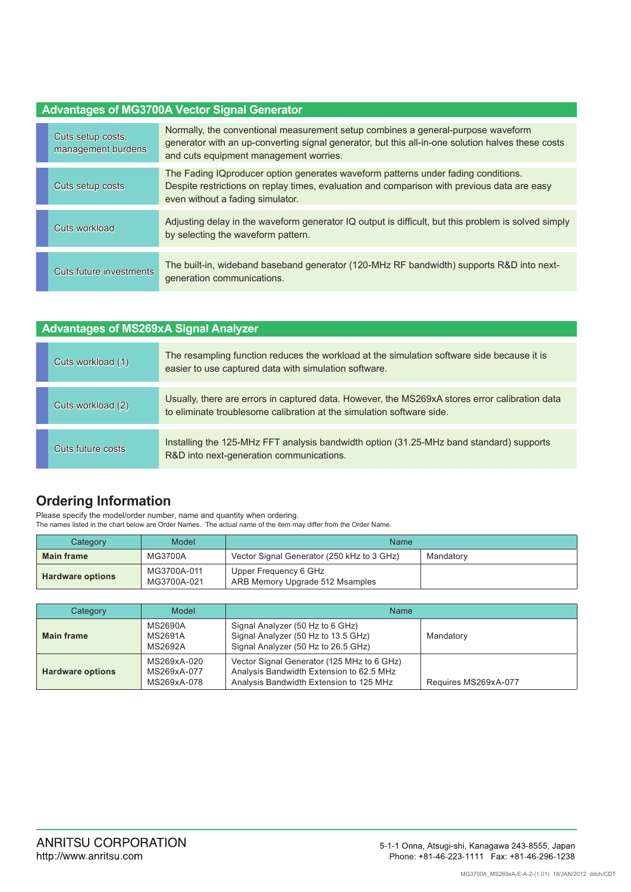## Advantages of MG3700A Vector Signal Generator

| | |
|---|---|
| Cuts setup costs, management burdens | Normally, the conventional measurement setup combines a general-purpose waveform generator with an up-converting signal generator, but this all-in-one solution halves these costs and cuts equipment management worries. |
| Cuts setup costs | The Fading IQproducer option generates waveform patterns under fading conditions. Despite restrictions on replay times, evaluation and comparison with previous data are easy even without a fading simulator. |
| Cuts workload | Adjusting delay in the waveform generator IQ output is difficult, but this problem is solved simply by selecting the waveform pattern. |
| Cuts future investments | The built-in, wideband baseband generator (120-MHz RF bandwidth) supports R&D into next-generation communications. |

## Advantages of MS269xA Signal Analyzer

| | |
|---|---|
| Cuts workload (1) | The resampling function reduces the workload at the simulation software side because it is easier to use captured data with simulation software. |
| Cuts workload (2) | Usually, there are errors in captured data. However, the MS269xA stores error calibration data to eliminate troublesome calibration at the simulation software side. |
| Cuts future costs | Installing the 125-MHz FFT analysis bandwidth option (31.25-MHz band standard) supports R&D into next-generation communications. |

## Ordering Information

Please specify the model/order number, name and quantity when ordering.
The names listed in the chart below are Order Names. The actual name of the item may differ from the Order Name.

| Category | Model | Name | |
|---|---|---|---|
| **Main frame** | MG3700A | Vector Signal Generator (250 kHz to 3 GHz) | Mandatory |
| **Hardware options** | MG3700A-011<br>MG3700A-021 | Upper Frequency 6 GHz<br>ARB Memory Upgrade 512 Msamples | |

| Category | Model | Name | |
|---|---|---|---|
| **Main frame** | MS2690A<br>MS2691A<br>MS2692A | Signal Analyzer (50 Hz to 6 GHz)<br>Signal Analyzer (50 Hz to 13.5 GHz)<br>Signal Analyzer (50 Hz to 26.5 GHz) | Mandatory |
| **Hardware options** | MS269xA-020<br>MS269xA-077<br>MS269xA-078 | Vector Signal Generator (125 MHz to 6 GHz)<br>Analysis Bandwidth Extension to 62.5 MHz<br>Analysis Bandwidth Extension to 125 MHz | Requires MS269xA-077 |

ANRITSU CORPORATION
http://www.anritsu.com

5-1-1 Onna, Atsugi-shi, Kanagawa 243-8555, Japan
Phone: +81-46-223-1111 Fax: +81-46-296-1238

MG3700A_MS269xA-E-A-2-(1.01) 18/JAN/2012 ddch/CDT